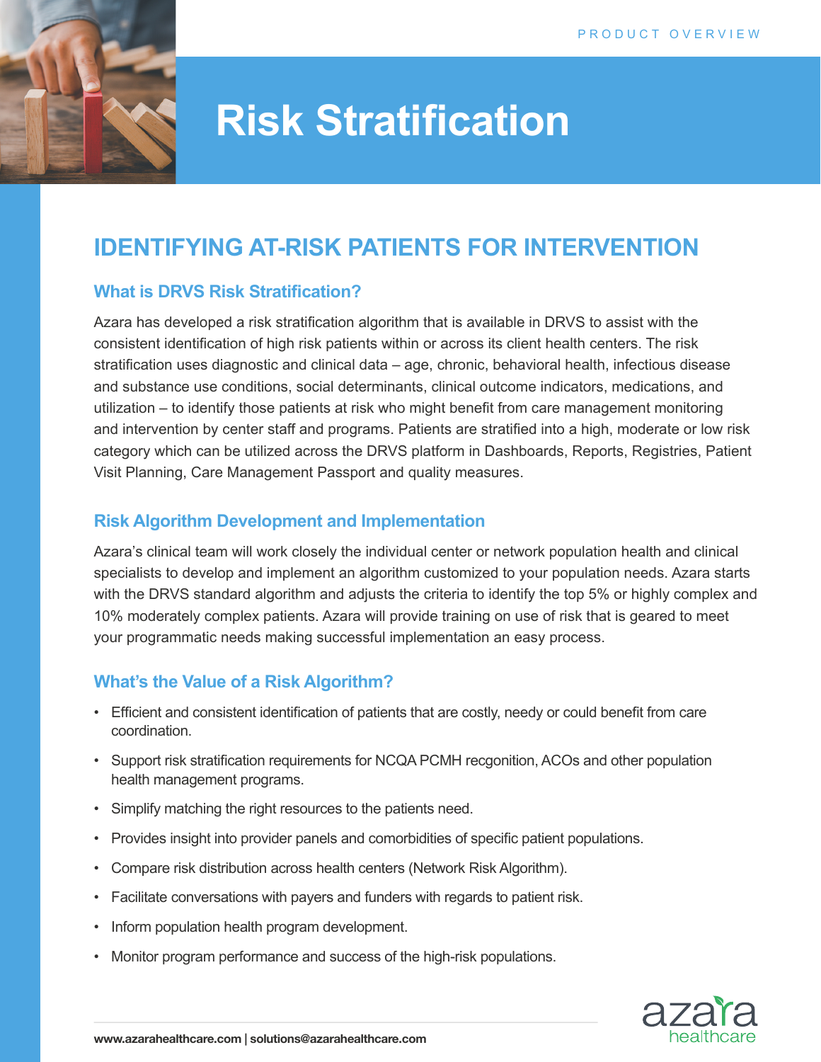PRODUCT OVERVIEW

# Risk Stratification

## IDENTIFYING AT-RISK PATIENTS FOR INTERVENTION

### What is DRVS Risk Stratification?

Azara has developed a risk stratification algorithm that is available in DRVS to assist with the consistent identification of high risk patients within or across its client health centers. The risk stratification uses diagnostic and clinical data – age, chronic, behavioral health, infectious disease and substance use conditions, social determinants, clinical outcome indicators, medications, and utilization – to identify those patients at risk who might benefit from care management monitoring and intervention by center staff and programs. Patients are stratified into a high, moderate or low risk category which can be utilized across the DRVS platform in Dashboards, Reports, Registries, Patient Visit Planning, Care Management Passport and quality measures.

### Risk Algorithm Development and Implementation

Azara's clinical team will work closely the individual center or network population health and clinical specialists to develop and implement an algorithm customized to your population needs. Azara starts with the DRVS standard algorithm and adjusts the criteria to identify the top 5% or highly complex and 10% moderately complex patients. Azara will provide training on use of risk that is geared to meet your programmatic needs making successful implementation an easy process.

### What's the Value of a Risk Algorithm?

- Efficient and consistent identification of patients that are costly, needy or could benefit from care coordination.
- Support risk stratification requirements for NCQA PCMH recgonition, ACOs and other population health management programs.
- Simplify matching the right resources to the patients need.
- Provides insight into provider panels and comorbidities of specific patient populations.
- Compare risk distribution across health centers (Network Risk Algorithm).
- Facilitate conversations with payers and funders with regards to patient risk.
- Inform population health program development.
- Monitor program performance and success of the high-risk populations.

www.azarahealthcare.com | solutions@azarahealthcare.com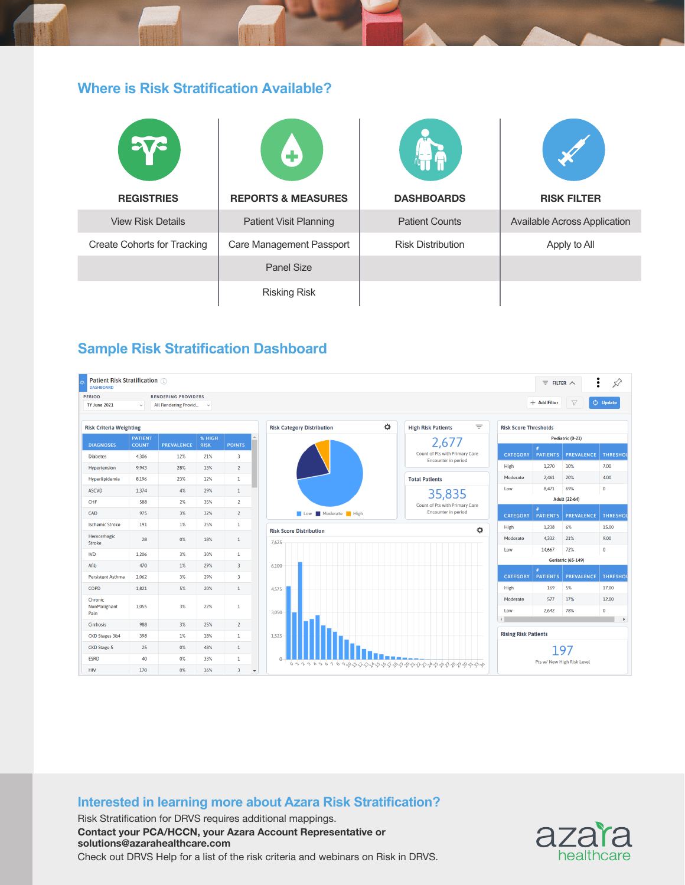## Where is Risk Stratification Available?

| REGISTRIES | REPORTS & MEASURES | DASHBOARDS | RISK FILTER |
|---|---|---|---|
| View Risk Details | Patient Visit Planning | Patient Counts | Available Across Application |
| Create Cohorts for Tracking | Care Management Passport | Risk Distribution | Apply to All |
| | Panel Size | | |
| | Risking Risk | | |

## Sample Risk Stratification Dashboard

Patient Risk Stratification
DASHBOARD

PERIOD: TY June 2021
RENDERING PROVIDERS: All Rendering Provid...

FILTER | Add Filter | Update

**Risk Criteria Weighting**

| DIAGNOSES | PATIENT COUNT | PREVALENCE | % HIGH RISK | POINTS |
|---|---|---|---|---|
| Diabetes | 4,306 | 12% | 21% | 3 |
| Hypertension | 9,943 | 28% | 13% | 2 |
| Hyperlipidemia | 8,196 | 23% | 12% | 1 |
| ASCVD | 1,374 | 4% | 29% | 1 |
| CHF | 588 | 2% | 35% | 2 |
| CAD | 975 | 3% | 32% | 2 |
| Ischemic Stroke | 191 | 1% | 25% | 1 |
| Hemorrhagic Stroke | 28 | 0% | 18% | 1 |
| IVD | 1,206 | 3% | 30% | 1 |
| Afib | 470 | 1% | 29% | 3 |
| Persistent Asthma | 1,062 | 3% | 29% | 3 |
| COPD | 1,821 | 5% | 20% | 1 |
| Chronic NonMalignant Pain | 1,055 | 3% | 22% | 1 |
| Cirrhosis | 988 | 3% | 25% | 2 |
| CKD Stages 3&4 | 398 | 1% | 18% | 1 |
| CKD Stage 5 | 25 | 0% | 48% | 1 |
| ESRD | 40 | 0% | 33% | 1 |
| HIV | 170 | 0% | 16% | 3 |

**Risk Category Distribution**

Low | Moderate | High

**High Risk Patients**

2,677

Count of Pts with Primary Care Encounter in period

**Total Patients**

35,835

Count of Pts with Primary Care Encounter in period

**Risk Score Distribution**

7,625
6,100
4,575
3,050
1,525
0

0 1 2 3 4 5 6 7 8 9 10 11 12 13 14 15 16 17 18 19 20 21 22 23 24 25 26 27 28 29 30 31 32 33 36

**Risk Score Thresholds**

Pediatric (0-21)

| CATEGORY | # PATIENTS | PREVALENCE | THRESHOLD |
|---|---|---|---|
| High | 1,270 | 10% | 7.00 |
| Moderate | 2,461 | 20% | 4.00 |
| Low | 8,471 | 69% | 0 |

Adult (22-64)

| CATEGORY | # PATIENTS | PREVALENCE | THRESHOLD |
|---|---|---|---|
| High | 1,238 | 6% | 15.00 |
| Moderate | 4,332 | 21% | 9.00 |
| Low | 14,667 | 72% | 0 |

Geriatric (65-149)

| CATEGORY | # PATIENTS | PREVALENCE | THRESHOLD |
|---|---|---|---|
| High | 169 | 5% | 17.00 |
| Moderate | 577 | 17% | 12.00 |
| Low | 2,642 | 78% | 0 |

**Rising Risk Patients**

197

Pts w/ New High Risk Level

## Interested in learning more about Azara Risk Stratification?

Risk Stratification for DRVS requires additional mappings.

**Contact your PCA/HCCN, your Azara Account Representative or solutions@azarahealthcare.com**

Check out DRVS Help for a list of the risk criteria and webinars on Risk in DRVS.

azara healthcare